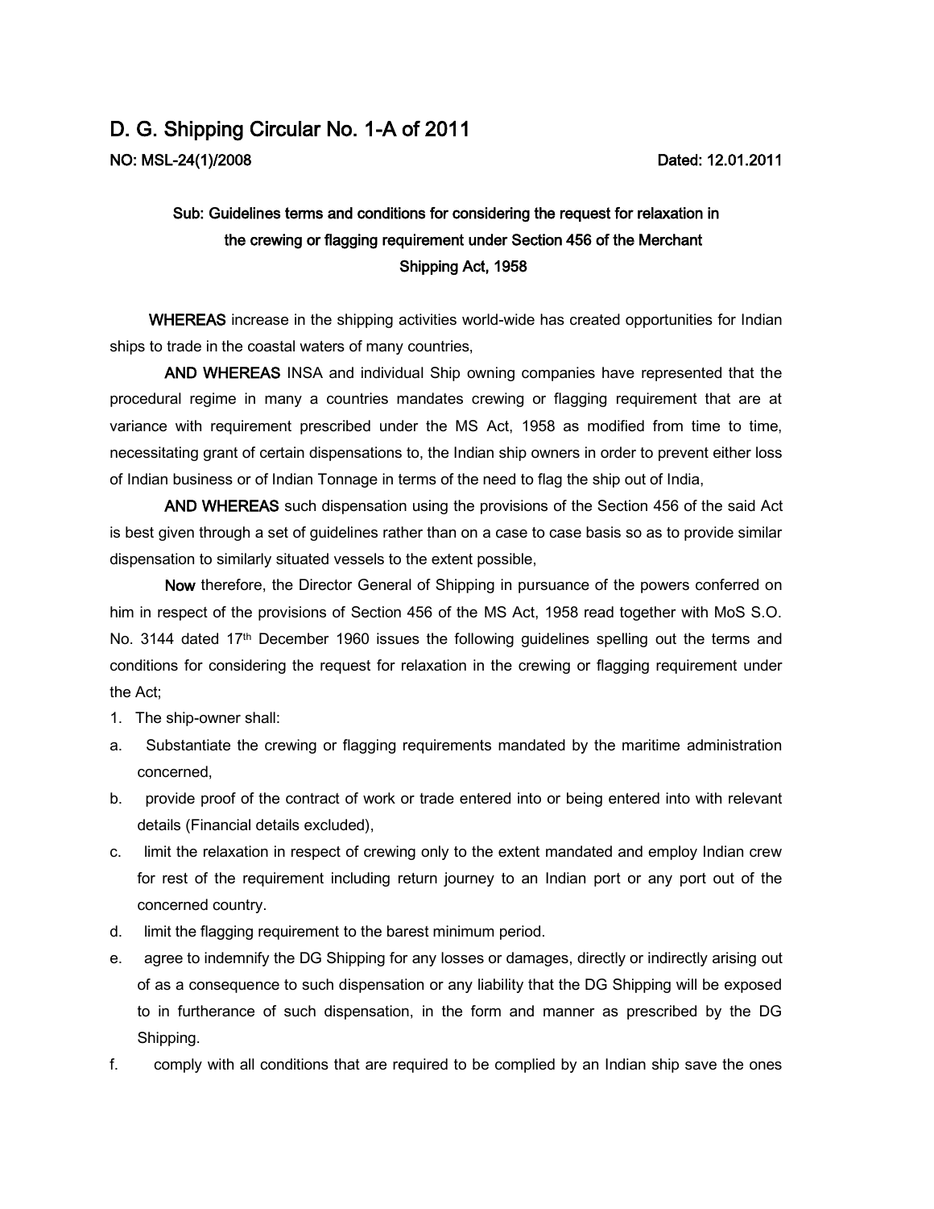# D. G. Shipping Circular No. 1-A of 2011

**NO: MSL-24(1)/2008** **Dated: 12.01.2011**

**Sub: Guidelines terms and conditions for considering the request for relaxation in the crewing or flagging requirement under Section 456 of the Merchant Shipping Act, 1958**

**WHEREAS** increase in the shipping activities world-wide has created opportunities for Indian ships to trade in the coastal waters of many countries,

**AND WHEREAS** INSA and individual Ship owning companies have represented that the procedural regime in many a countries mandates crewing or flagging requirement that are at variance with requirement prescribed under the MS Act, 1958 as modified from time to time, necessitating grant of certain dispensations to, the Indian ship owners in order to prevent either loss of Indian business or of Indian Tonnage in terms of the need to flag the ship out of India,

**AND WHEREAS** such dispensation using the provisions of the Section 456 of the said Act is best given through a set of guidelines rather than on a case to case basis so as to provide similar dispensation to similarly situated vessels to the extent possible,

**Now** therefore, the Director General of Shipping in pursuance of the powers conferred on him in respect of the provisions of Section 456 of the MS Act, 1958 read together with MoS S.O. No. 3144 dated 17th December 1960 issues the following guidelines spelling out the terms and conditions for considering the request for relaxation in the crewing or flagging requirement under the Act;

1. The ship-owner shall:

a. Substantiate the crewing or flagging requirements mandated by the maritime administration concerned,

b. provide proof of the contract of work or trade entered into or being entered into with relevant details (Financial details excluded),

c. limit the relaxation in respect of crewing only to the extent mandated and employ Indian crew for rest of the requirement including return journey to an Indian port or any port out of the concerned country.

d. limit the flagging requirement to the barest minimum period.

e. agree to indemnify the DG Shipping for any losses or damages, directly or indirectly arising out of as a consequence to such dispensation or any liability that the DG Shipping will be exposed to in furtherance of such dispensation, in the form and manner as prescribed by the DG Shipping.

f. comply with all conditions that are required to be complied by an Indian ship save the ones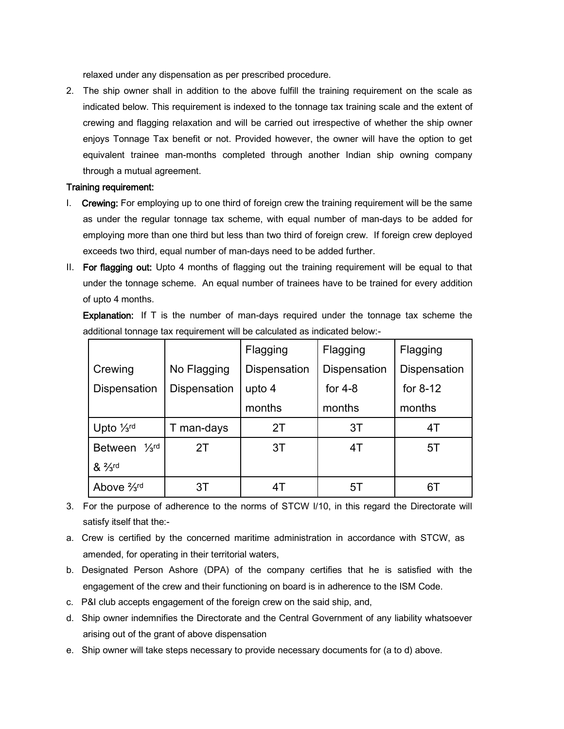relaxed under any dispensation as per prescribed procedure.

2. The ship owner shall in addition to the above fulfill the training requirement on the scale as indicated below. This requirement is indexed to the tonnage tax training scale and the extent of crewing and flagging relaxation and will be carried out irrespective of whether the ship owner enjoys Tonnage Tax benefit or not. Provided however, the owner will have the option to get equivalent trainee man-months completed through another Indian ship owning company through a mutual agreement.

**Training requirement:**

I. **Crewing:** For employing up to one third of foreign crew the training requirement will be the same as under the regular tonnage tax scheme, with equal number of man-days to be added for employing more than one third but less than two third of foreign crew. If foreign crew deployed exceeds two third, equal number of man-days need to be added further.

II. **For flagging out:** Upto 4 months of flagging out the training requirement will be equal to that under the tonnage scheme. An equal number of trainees have to be trained for every addition of upto 4 months.

**Explanation:** If T is the number of man-days required under the tonnage tax scheme the additional tonnage tax requirement will be calculated as indicated below:-

| Crewing Dispensation | No Flagging Dispensation | Flagging Dispensation upto 4 months | Flagging Dispensation for 4-8 months | Flagging Dispensation for 8-12 months |
|---|---|---|---|---|
| Upto ⅓rd | T man-days | 2T | 3T | 4T |
| Between ⅓rd & ⅔rd | 2T | 3T | 4T | 5T |
| Above ⅔rd | 3T | 4T | 5T | 6T |

3. For the purpose of adherence to the norms of STCW I/10, in this regard the Directorate will satisfy itself that the:-

a. Crew is certified by the concerned maritime administration in accordance with STCW, as amended, for operating in their territorial waters,

b. Designated Person Ashore (DPA) of the company certifies that he is satisfied with the engagement of the crew and their functioning on board is in adherence to the ISM Code.

c. P&I club accepts engagement of the foreign crew on the said ship, and,

d. Ship owner indemnifies the Directorate and the Central Government of any liability whatsoever arising out of the grant of above dispensation

e. Ship owner will take steps necessary to provide necessary documents for (a to d) above.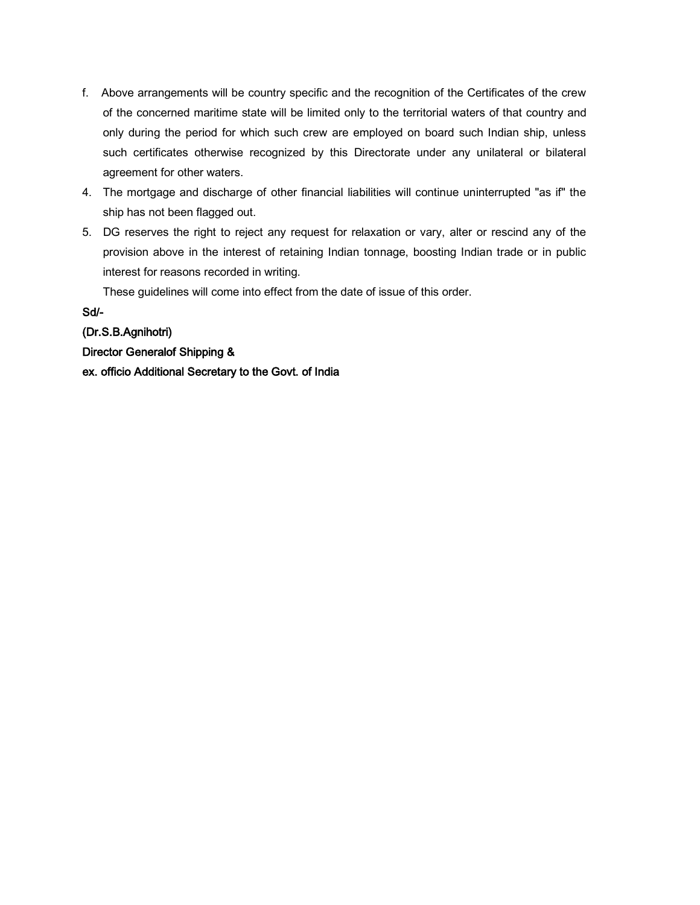f. Above arrangements will be country specific and the recognition of the Certificates of the crew of the concerned maritime state will be limited only to the territorial waters of that country and only during the period for which such crew are employed on board such Indian ship, unless such certificates otherwise recognized by this Directorate under any unilateral or bilateral agreement for other waters.

4. The mortgage and discharge of other financial liabilities will continue uninterrupted "as if" the ship has not been flagged out.

5. DG reserves the right to reject any request for relaxation or vary, alter or rescind any of the provision above in the interest of retaining Indian tonnage, boosting Indian trade or in public interest for reasons recorded in writing.

   These guidelines will come into effect from the date of issue of this order.

**Sd/-**

**(Dr.S.B.Agnihotri)**

**Director Generalof Shipping &**

**ex. officio Additional Secretary to the Govt. of India**